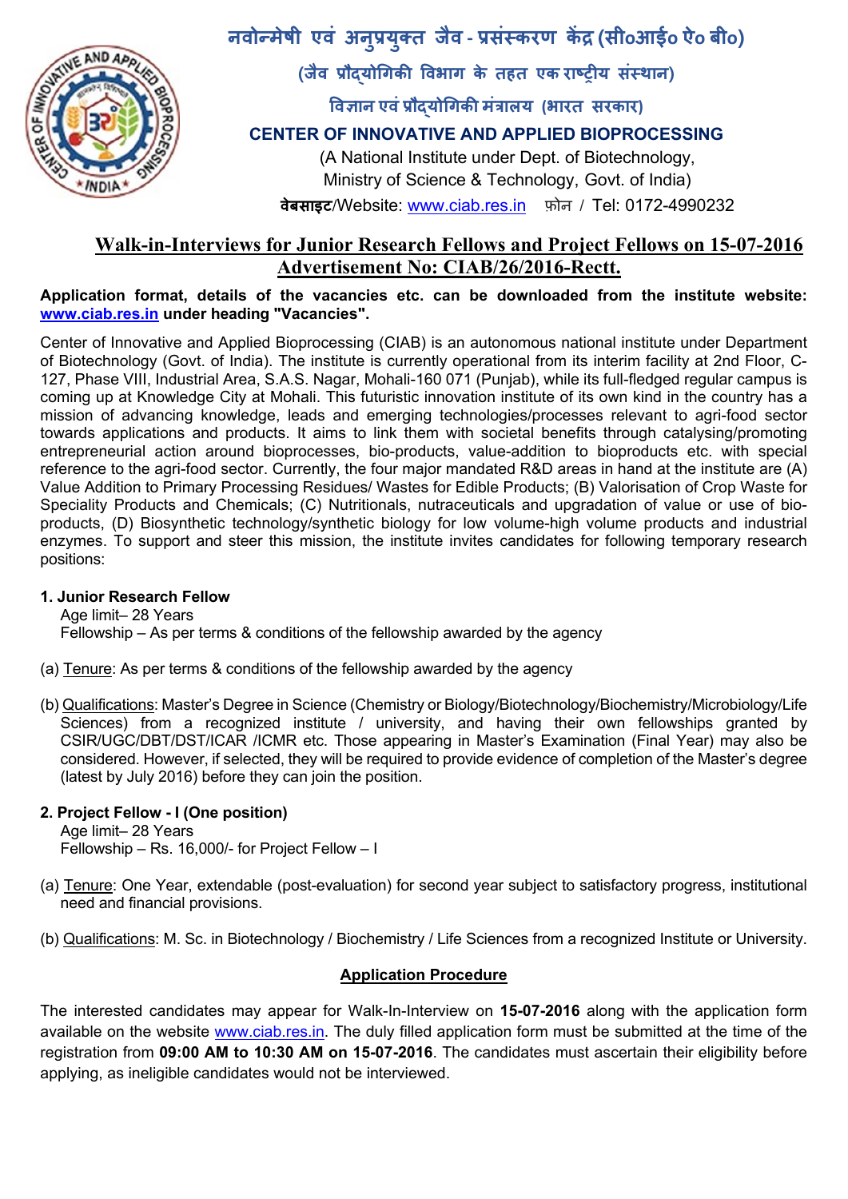# नवोन्मेषी एवं अनुप्रयुक्त जैव - प्रसंस्करण केंद्र (सी०आई० ऐ० बी०)

**(जैव प्रौद्योगिकी विभाग के तहत एक राष्ट्रीय संस्थान)**

**विज्ञान एवं प्रौद्योगिकी मंत्रालय (भारत सरकार)**

**CENTER OF INNOVATIVE AND APPLIED BIOPROCESSING**

(A National Institute under Dept. of Biotechnology,
Ministry of Science & Technology, Govt. of India)

**वेबसाइट**/Website: www.ciab.res.in फ़ोन / Tel: 0172-4990232

## Walk-in-Interviews for Junior Research Fellows and Project Fellows on 15-07-2016
## Advertisement No: CIAB/26/2016-Rectt.

**Application format, details of the vacancies etc. can be downloaded from the institute website: www.ciab.res.in under heading "Vacancies".**

Center of Innovative and Applied Bioprocessing (CIAB) is an autonomous national institute under Department of Biotechnology (Govt. of India). The institute is currently operational from its interim facility at 2nd Floor, C-127, Phase VIII, Industrial Area, S.A.S. Nagar, Mohali-160 071 (Punjab), while its full-fledged regular campus is coming up at Knowledge City at Mohali. This futuristic innovation institute of its own kind in the country has a mission of advancing knowledge, leads and emerging technologies/processes relevant to agri-food sector towards applications and products. It aims to link them with societal benefits through catalysing/promoting entrepreneurial action around bioprocesses, bio-products, value-addition to bioproducts etc. with special reference to the agri-food sector. Currently, the four major mandated R&D areas in hand at the institute are (A) Value Addition to Primary Processing Residues/ Wastes for Edible Products; (B) Valorisation of Crop Waste for Speciality Products and Chemicals; (C) Nutritionals, nutraceuticals and upgradation of value or use of bio-products, (D) Biosynthetic technology/synthetic biology for low volume-high volume products and industrial enzymes. To support and steer this mission, the institute invites candidates for following temporary research positions:

**1. Junior Research Fellow**

Age limit– 28 Years
Fellowship – As per terms & conditions of the fellowship awarded by the agency

(a) Tenure: As per terms & conditions of the fellowship awarded by the agency

(b) Qualifications: Master's Degree in Science (Chemistry or Biology/Biotechnology/Biochemistry/Microbiology/Life Sciences) from a recognized institute / university, and having their own fellowships granted by CSIR/UGC/DBT/DST/ICAR /ICMR etc. Those appearing in Master's Examination (Final Year) may also be considered. However, if selected, they will be required to provide evidence of completion of the Master's degree (latest by July 2016) before they can join the position.

**2. Project Fellow - I (One position)**

Age limit– 28 Years
Fellowship – Rs. 16,000/- for Project Fellow – I

(a) Tenure: One Year, extendable (post-evaluation) for second year subject to satisfactory progress, institutional need and financial provisions.

(b) Qualifications: M. Sc. in Biotechnology / Biochemistry / Life Sciences from a recognized Institute or University.

### Application Procedure

The interested candidates may appear for Walk-In-Interview on **15-07-2016** along with the application form available on the website www.ciab.res.in. The duly filled application form must be submitted at the time of the registration from **09:00 AM to 10:30 AM on 15-07-2016**. The candidates must ascertain their eligibility before applying, as ineligible candidates would not be interviewed.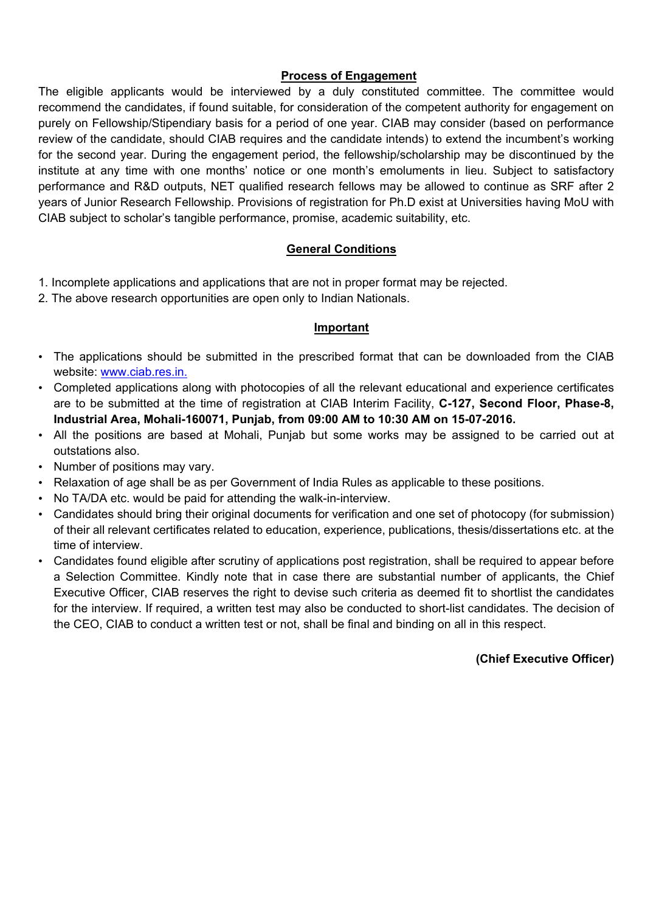## Process of Engagement

The eligible applicants would be interviewed by a duly constituted committee. The committee would recommend the candidates, if found suitable, for consideration of the competent authority for engagement on purely on Fellowship/Stipendiary basis for a period of one year. CIAB may consider (based on performance review of the candidate, should CIAB requires and the candidate intends) to extend the incumbent's working for the second year. During the engagement period, the fellowship/scholarship may be discontinued by the institute at any time with one months' notice or one month's emoluments in lieu. Subject to satisfactory performance and R&D outputs, NET qualified research fellows may be allowed to continue as SRF after 2 years of Junior Research Fellowship. Provisions of registration for Ph.D exist at Universities having MoU with CIAB subject to scholar's tangible performance, promise, academic suitability, etc.

## General Conditions

1. Incomplete applications and applications that are not in proper format may be rejected.
2. The above research opportunities are open only to Indian Nationals.

## Important

- The applications should be submitted in the prescribed format that can be downloaded from the CIAB website: www.ciab.res.in.
- Completed applications along with photocopies of all the relevant educational and experience certificates are to be submitted at the time of registration at CIAB Interim Facility, **C-127, Second Floor, Phase-8, Industrial Area, Mohali-160071, Punjab, from 09:00 AM to 10:30 AM on 15-07-2016.**
- All the positions are based at Mohali, Punjab but some works may be assigned to be carried out at outstations also.
- Number of positions may vary.
- Relaxation of age shall be as per Government of India Rules as applicable to these positions.
- No TA/DA etc. would be paid for attending the walk-in-interview.
- Candidates should bring their original documents for verification and one set of photocopy (for submission) of their all relevant certificates related to education, experience, publications, thesis/dissertations etc. at the time of interview.
- Candidates found eligible after scrutiny of applications post registration, shall be required to appear before a Selection Committee. Kindly note that in case there are substantial number of applicants, the Chief Executive Officer, CIAB reserves the right to devise such criteria as deemed fit to shortlist the candidates for the interview. If required, a written test may also be conducted to short-list candidates. The decision of the CEO, CIAB to conduct a written test or not, shall be final and binding on all in this respect.

**(Chief Executive Officer)**